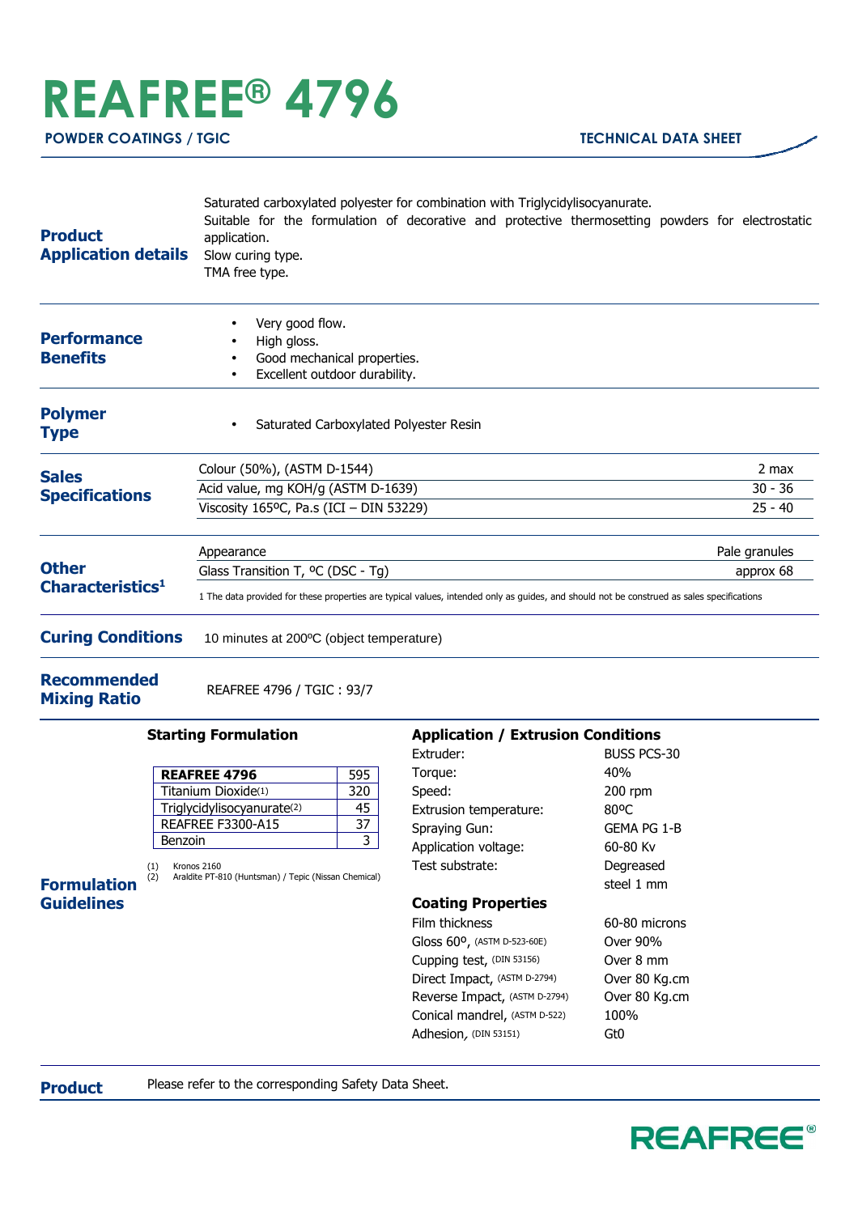# REAFREE® 4796

**POWDER COATINGS / TGIC** — **TECHNICAL DATA SHEET**

## Product Application details

Saturated carboxylated polyester for combination with Triglycidylisocyanurate.
Suitable for the formulation of decorative and protective thermosetting powders for electrostatic application.
Slow curing type.
TMA free type.

## Performance Benefits

- Very good flow.
- High gloss.
- Good mechanical properties.
- Excellent outdoor durability.

## Polymer Type

- Saturated Carboxylated Polyester Resin

## Sales Specifications

| Property | Value |
|---|---|
| Colour (50%), (ASTM D-1544) | 2 max |
| Acid value, mg KOH/g (ASTM D-1639) | 30 - 36 |
| Viscosity 165ºC, Pa.s (ICI – DIN 53229) | 25 - 40 |

## Other Characteristics[1]

| Property | Value |
|---|---|
| Appearance | Pale granules |
| Glass Transition T, ºC (DSC - Tg) | approx 68 |

1 The data provided for these properties are typical values, intended only as guides, and should not be construed as sales specifications

## Curing Conditions

10 minutes at 200ºC (object temperature)

## Recommended Mixing Ratio

REAFREE 4796 / TGIC : 93/7

## Formulation Guidelines

### Starting Formulation

| Component | Parts |
|---|---|
| **REAFREE 4796** | 595 |
| Titanium Dioxide(1) | 320 |
| Triglycidylisocyanurate(2) | 45 |
| REAFREE F3300-A15 | 37 |
| Benzoin | 3 |

(1) Kronos 2160
(2) Araldite PT-810 (Huntsman) / Tepic (Nissan Chemical)

### Application / Extrusion Conditions

| | |
|---|---|
| Extruder: | BUSS PCS-30 |
| Torque: | 40% |
| Speed: | 200 rpm |
| Extrusion temperature: | 80ºC |
| Spraying Gun: | GEMA PG 1-B |
| Application voltage: | 60-80 Kv |
| Test substrate: | Degreased steel 1 mm |

### Coating Properties

| | |
|---|---|
| Film thickness | 60-80 microns |
| Gloss 60º, (ASTM D-523-60E) | Over 90% |
| Cupping test, (DIN 53156) | Over 8 mm |
| Direct Impact, (ASTM D-2794) | Over 80 Kg.cm |
| Reverse Impact, (ASTM D-2794) | Over 80 Kg.cm |
| Conical mandrel, (ASTM D-522) | 100% |
| Adhesion, (DIN 53151) | Gt0 |

## Product

Please refer to the corresponding Safety Data Sheet.

REAFREE®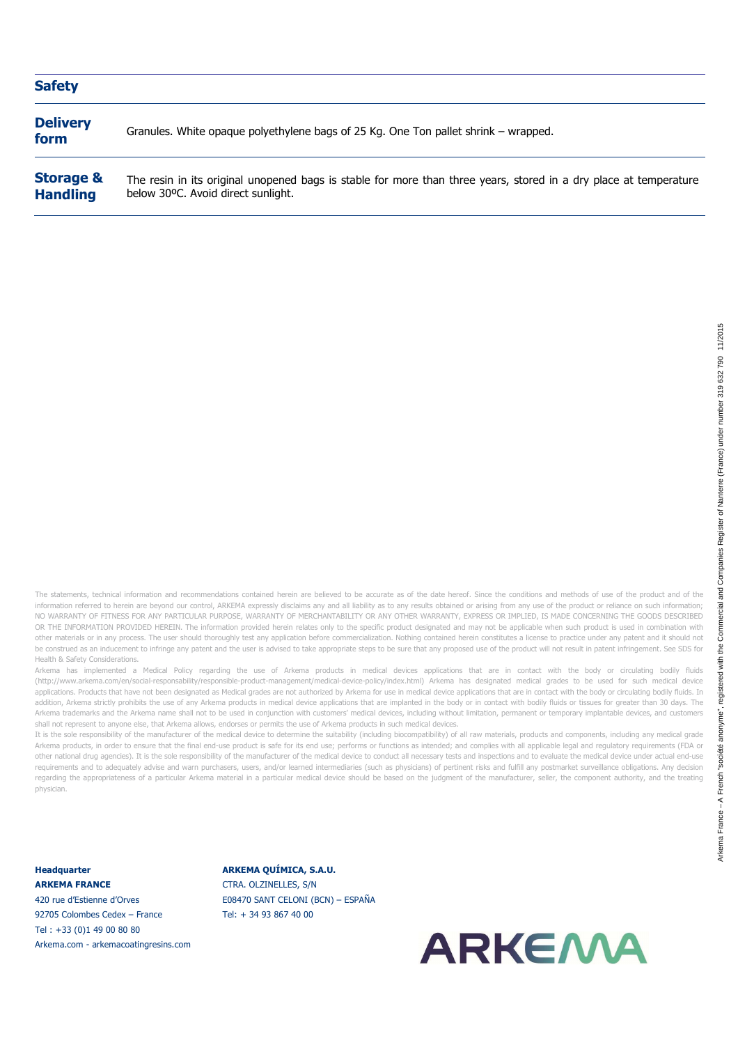## Safety

| | |
|---|---|
| **Delivery form** | Granules. White opaque polyethylene bags of 25 Kg. One Ton pallet shrink – wrapped. |
| **Storage & Handling** | The resin in its original unopened bags is stable for more than three years, stored in a dry place at temperature below 30ºC. Avoid direct sunlight. |

The statements, technical information and recommendations contained herein are believed to be accurate as of the date hereof. Since the conditions and methods of use of the product and of the information referred to herein are beyond our control, ARKEMA expressly disclaims any and all liability as to any results obtained or arising from any use of the product or reliance on such information; NO WARRANTY OF FITNESS FOR ANY PARTICULAR PURPOSE, WARRANTY OF MERCHANTABILITY OR ANY OTHER WARRANTY, EXPRESS OR IMPLIED, IS MADE CONCERNING THE GOODS DESCRIBED OR THE INFORMATION PROVIDED HEREIN. The information provided herein relates only to the specific product designated and may not be applicable when such product is used in combination with other materials or in any process. The user should thoroughly test any application before commercialization. Nothing contained herein constitutes a license to practice under any patent and it should not be construed as an inducement to infringe any patent and the user is advised to take appropriate steps to be sure that any proposed use of the product will not result in patent infringement. See SDS for Health & Safety Considerations.

Arkema has implemented a Medical Policy regarding the use of Arkema products in medical devices applications that are in contact with the body or circulating bodily fluids (http://www.arkema.com/en/social-responsability/responsible-product-management/medical-device-policy/index.html) Arkema has designated medical grades to be used for such medical device applications. Products that have not been designated as Medical grades are not authorized by Arkema for use in medical device applications that are in contact with the body or circulating bodily fluids. In addition, Arkema strictly prohibits the use of any Arkema products in medical device applications that are implanted in the body or in contact with bodily fluids or tissues for greater than 30 days. The Arkema trademarks and the Arkema name shall not to be used in conjunction with customers' medical devices, including without limitation, permanent or temporary implantable devices, and customers shall not represent to anyone else, that Arkema allows, endorses or permits the use of Arkema products in such medical devices.

It is the sole responsibility of the manufacturer of the medical device to determine the suitability (including biocompatibility) of all raw materials, products and components, including any medical grade Arkema products, in order to ensure that the final end-use product is safe for its end use; performs or functions as intended; and complies with all applicable legal and regulatory requirements (FDA or other national drug agencies). It is the sole responsibility of the manufacturer of the medical device to conduct all necessary tests and inspections and to evaluate the medical device under actual end-use requirements and to adequately advise and warn purchasers, users, and/or learned intermediaries (such as physicians) of pertinent risks and fulfill any postmarket surveillance obligations. Any decision regarding the appropriateness of a particular Arkema material in a particular medical device should be based on the judgment of the manufacturer, seller, the component authority, and the treating physician.

**Headquarter**
**ARKEMA FRANCE**
420 rue d'Estienne d'Orves
92705 Colombes Cedex – France
Tel : +33 (0)1 49 00 80 80
Arkema.com - arkemacoatingresins.com

**ARKEMA QUÍMICA, S.A.U.**
CTRA. OLZINELLES, S/N
E08470 SANT CELONI (BCN) – ESPAÑA
Tel: + 34 93 867 40 00

ARKEMA

Arkema France – A French "société anonyme", registered with the Commercial and Companies Register of Nanterre (France) under number 319 632 790 11/2015